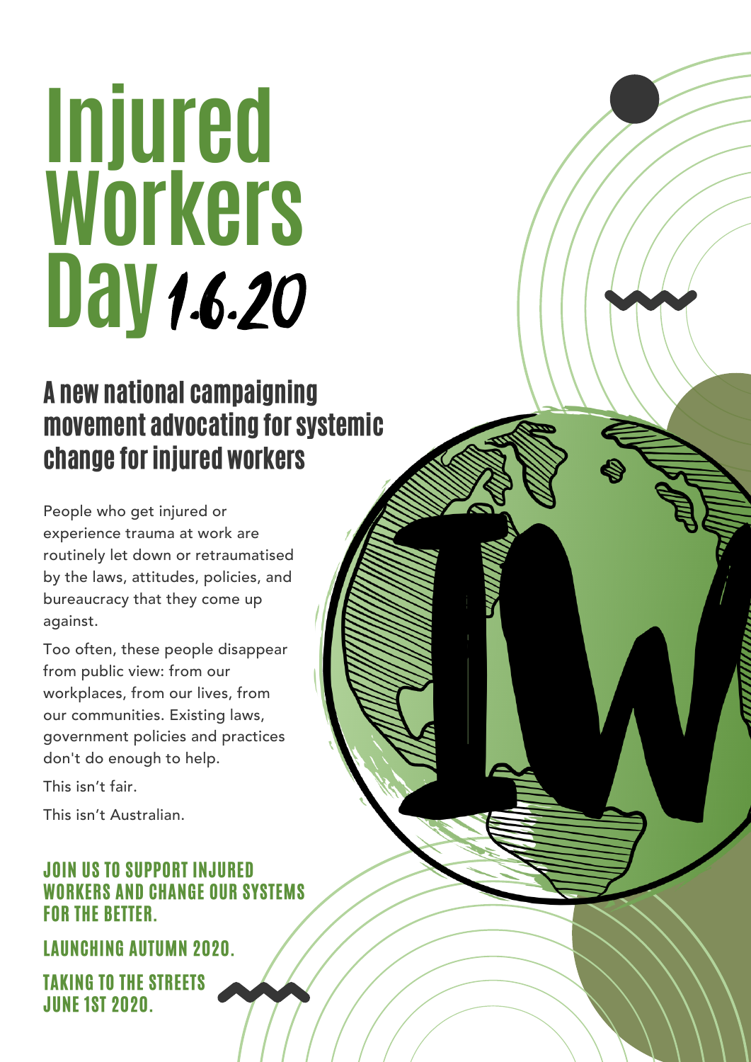# Injured Workers Day 1.6.20

## A new national campaigning movement advocating for systemic change for injured workers

People who get injured or experience trauma at work are routinely let down or retraumatised by the laws, attitudes, policies, and bureaucracy that they come up against.

Too often, these people disappear from public view: from our workplaces, from our lives, from our communities. Existing laws, government policies and practices don't do enough to help.

This isn't fair.

This isn't Australian.

**JOIN US TO SUPPORT INJURED WORKERS AND CHANGE OUR SYSTEMS FOR THE BETTER.**

**LAUNCHING AUTUMN 2020.**

**TAKING TO THE STREETS JUNE 1ST 2020.**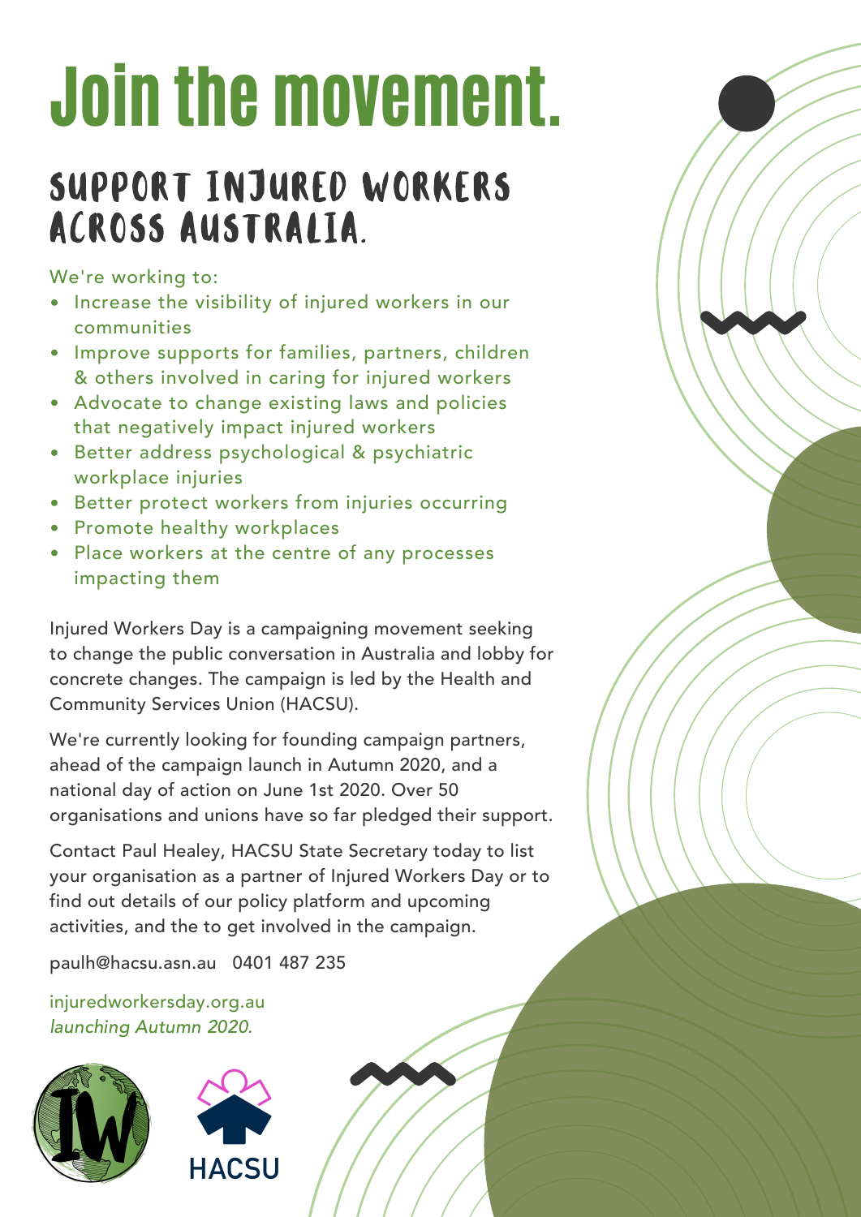# Join the movement.

## SUPPORT INJURED WORKERS ACROSS AUSTRALIA.

We're working to:

- Increase the visibility of injured workers in our communities
- Improve supports for families, partners, children & others involved in caring for injured workers
- Advocate to change existing laws and policies that negatively impact injured workers
- Better address psychological & psychiatric workplace injuries
- Better protect workers from injuries occurring
- Promote healthy workplaces
- Place workers at the centre of any processes impacting them

Injured Workers Day is a campaigning movement seeking to change the public conversation in Australia and lobby for concrete changes. The campaign is led by the Health and Community Services Union (HACSU).

We're currently looking for founding campaign partners, ahead of the campaign launch in Autumn 2020, and a national day of action on June 1st 2020. Over 50 organisations and unions have so far pledged their support.

Contact Paul Healey, HACSU State Secretary today to list your organisation as a partner of Injured Workers Day or to find out details of our policy platform and upcoming activities, and the to get involved in the campaign.

paulh@hacsu.asn.au 0401 487 235

injuredworkersday.org.au
*launching Autumn 2020.*

IW

HACSU